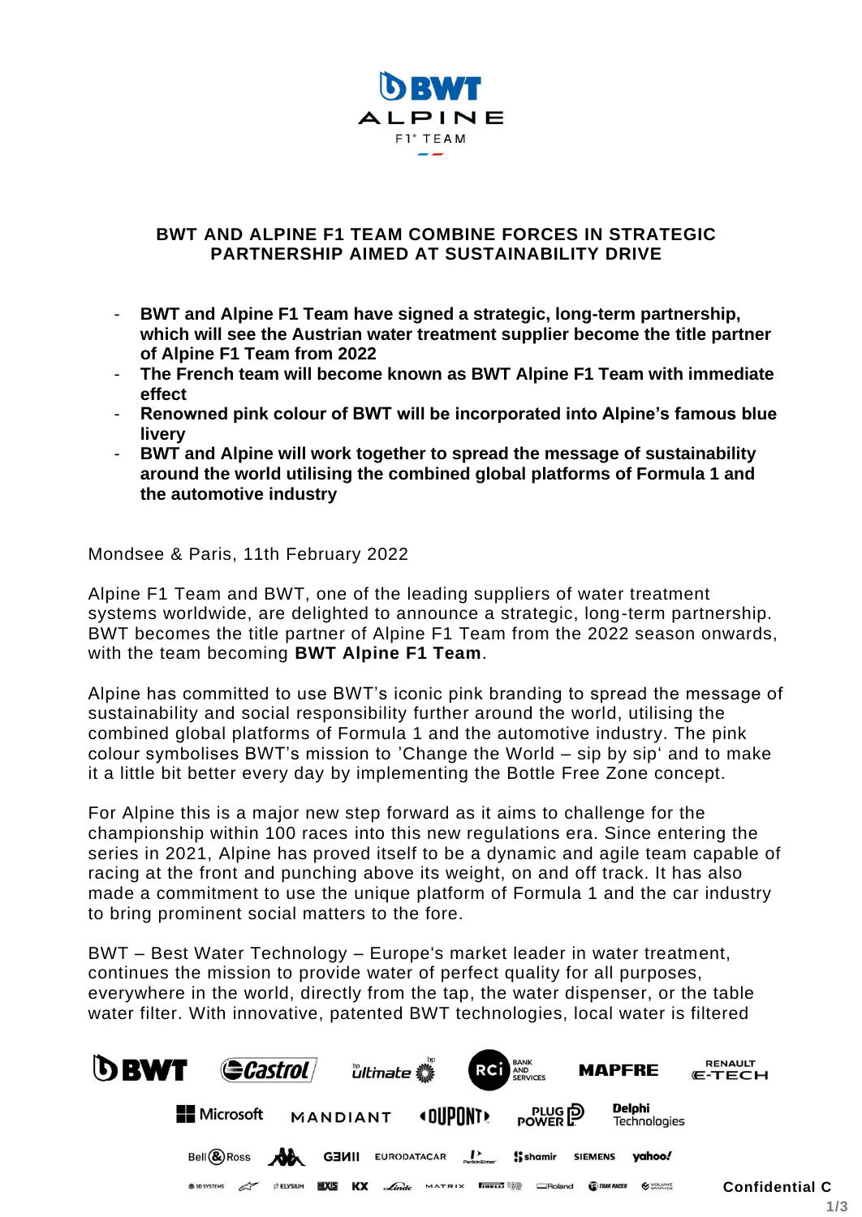## BWT AND ALPINE F1 TEAM COMBINE FORCES IN STRATEGIC PARTNERSHIP AIMED AT SUSTAINABILITY DRIVE

- **BWT and Alpine F1 Team have signed a strategic, long-term partnership, which will see the Austrian water treatment supplier become the title partner of Alpine F1 Team from 2022**
- **The French team will become known as BWT Alpine F1 Team with immediate effect**
- **Renowned pink colour of BWT will be incorporated into Alpine's famous blue livery**
- **BWT and Alpine will work together to spread the message of sustainability around the world utilising the combined global platforms of Formula 1 and the automotive industry**

Mondsee & Paris, 11th February 2022

Alpine F1 Team and BWT, one of the leading suppliers of water treatment systems worldwide, are delighted to announce a strategic, long-term partnership. BWT becomes the title partner of Alpine F1 Team from the 2022 season onwards, with the team becoming **BWT Alpine F1 Team**.

Alpine has committed to use BWT's iconic pink branding to spread the message of sustainability and social responsibility further around the world, utilising the combined global platforms of Formula 1 and the automotive industry. The pink colour symbolises BWT's mission to 'Change the World – sip by sip' and to make it a little bit better every day by implementing the Bottle Free Zone concept.

For Alpine this is a major new step forward as it aims to challenge for the championship within 100 races into this new regulations era. Since entering the series in 2021, Alpine has proved itself to be a dynamic and agile team capable of racing at the front and punching above its weight, on and off track. It has also made a commitment to use the unique platform of Formula 1 and the car industry to bring prominent social matters to the fore.

BWT – Best Water Technology – Europe's market leader in water treatment, continues the mission to provide water of perfect quality for all purposes, everywhere in the world, directly from the tap, the water dispenser, or the table water filter. With innovative, patented BWT technologies, local water is filtered

Confidential C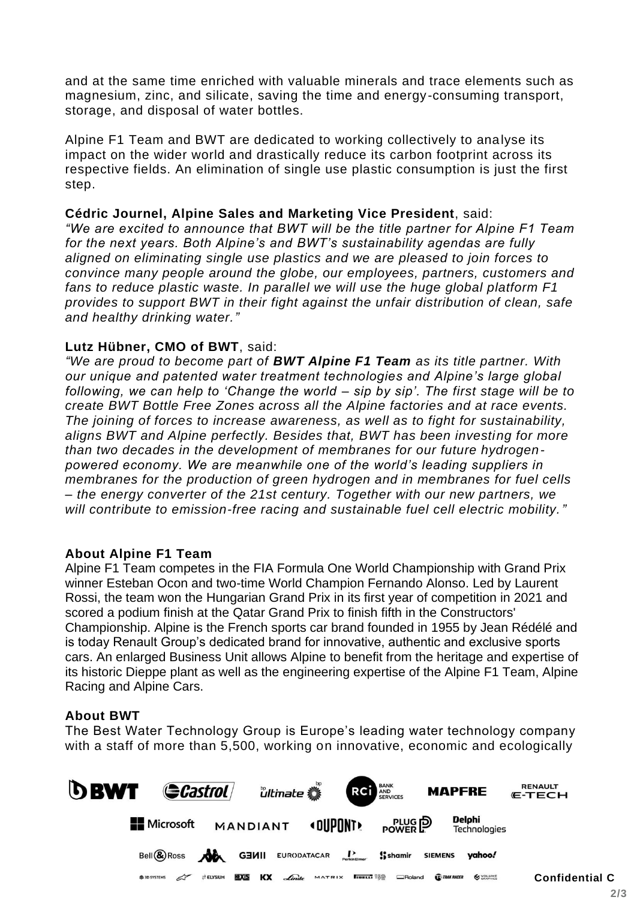and at the same time enriched with valuable minerals and trace elements such as magnesium, zinc, and silicate, saving the time and energy-consuming transport, storage, and disposal of water bottles.

Alpine F1 Team and BWT are dedicated to working collectively to analyse its impact on the wider world and drastically reduce its carbon footprint across its respective fields. An elimination of single use plastic consumption is just the first step.

**Cédric Journel, Alpine Sales and Marketing Vice President**, said:
*“We are excited to announce that BWT will be the title partner for Alpine F1 Team for the next years. Both Alpine’s and BWT’s sustainability agendas are fully aligned on eliminating single use plastics and we are pleased to join forces to convince many people around the globe, our employees, partners, customers and fans to reduce plastic waste. In parallel we will use the huge global platform F1 provides to support BWT in their fight against the unfair distribution of clean, safe and healthy drinking water.”*

**Lutz Hübner, CMO of BWT**, said:
*“We are proud to become part of **BWT Alpine F1 Team** as its title partner. With our unique and patented water treatment technologies and Alpine’s large global following, we can help to ‘Change the world – sip by sip’. The first stage will be to create BWT Bottle Free Zones across all the Alpine factories and at race events. The joining of forces to increase awareness, as well as to fight for sustainability, aligns BWT and Alpine perfectly. Besides that, BWT has been investing for more than two decades in the development of membranes for our future hydrogen-powered economy. We are meanwhile one of the world’s leading suppliers in membranes for the production of green hydrogen and in membranes for fuel cells – the energy converter of the 21st century. Together with our new partners, we will contribute to emission-free racing and sustainable fuel cell electric mobility.”*

**About Alpine F1 Team**

Alpine F1 Team competes in the FIA Formula One World Championship with Grand Prix winner Esteban Ocon and two-time World Champion Fernando Alonso. Led by Laurent Rossi, the team won the Hungarian Grand Prix in its first year of competition in 2021 and scored a podium finish at the Qatar Grand Prix to finish fifth in the Constructors' Championship. Alpine is the French sports car brand founded in 1955 by Jean Rédélé and is today Renault Group’s dedicated brand for innovative, authentic and exclusive sports cars. An enlarged Business Unit allows Alpine to benefit from the heritage and expertise of its historic Dieppe plant as well as the engineering expertise of the Alpine F1 Team, Alpine Racing and Alpine Cars.

**About BWT**

The Best Water Technology Group is Europe’s leading water technology company with a staff of more than 5,500, working on innovative, economic and ecologically

Confidential C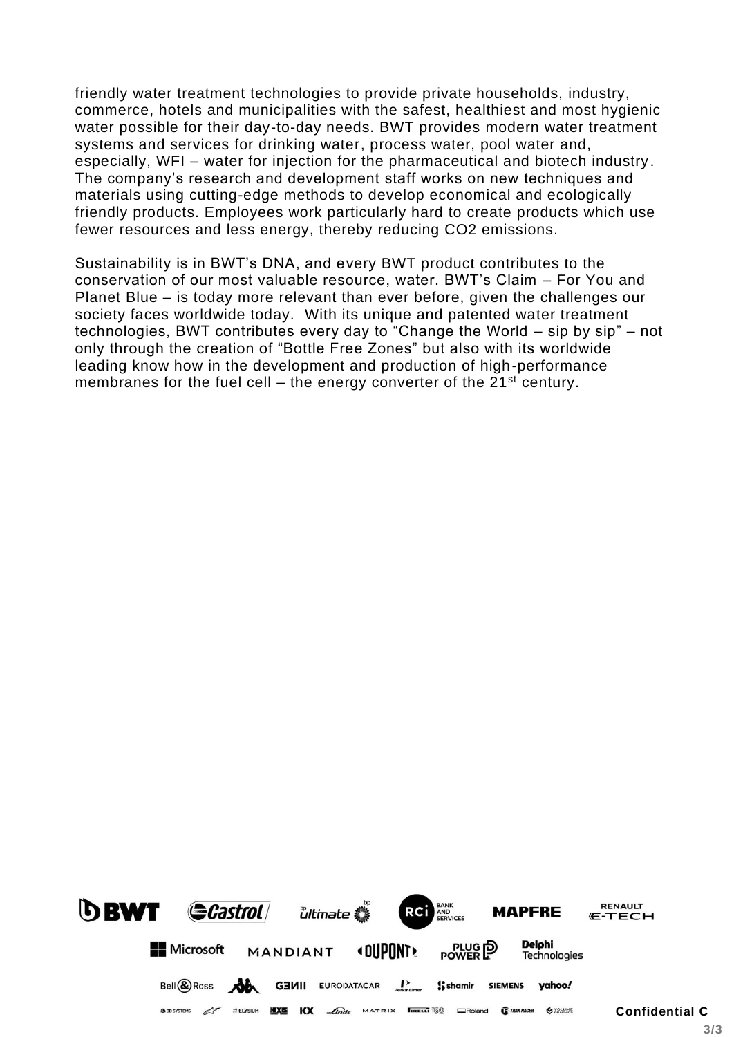friendly water treatment technologies to provide private households, industry, commerce, hotels and municipalities with the safest, healthiest and most hygienic water possible for their day-to-day needs. BWT provides modern water treatment systems and services for drinking water, process water, pool water and, especially, WFI – water for injection for the pharmaceutical and biotech industry. The company's research and development staff works on new techniques and materials using cutting-edge methods to develop economical and ecologically friendly products. Employees work particularly hard to create products which use fewer resources and less energy, thereby reducing CO2 emissions.

Sustainability is in BWT's DNA, and every BWT product contributes to the conservation of our most valuable resource, water. BWT's Claim – For You and Planet Blue – is today more relevant than ever before, given the challenges our society faces worldwide today. With its unique and patented water treatment technologies, BWT contributes every day to "Change the World – sip by sip" – not only through the creation of "Bottle Free Zones" but also with its worldwide leading know how in the development and production of high-performance membranes for the fuel cell – the energy converter of the 21st century.

**Confidential C**